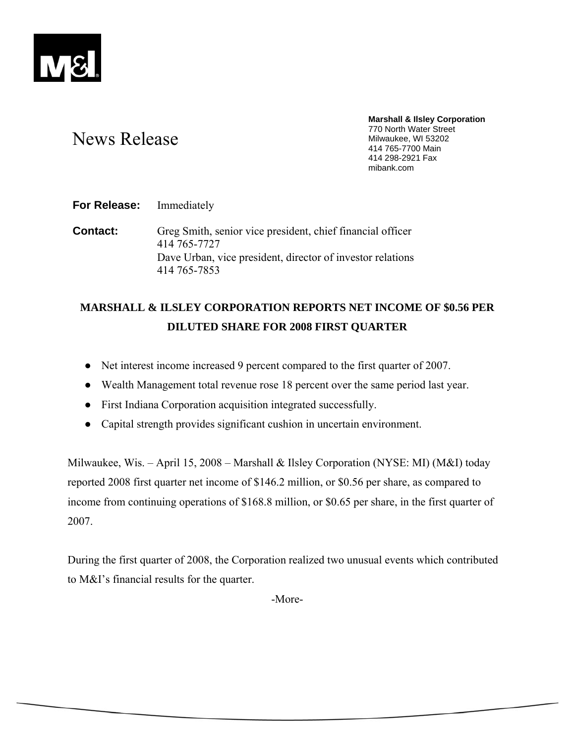M&I

# News Release

**Marshall & Ilsley Corporation**
770 North Water Street
Milwaukee, WI 53202
414 765-7700 Main
414 298-2921 Fax
mibank.com

**For Release:** Immediately

**Contact:** Greg Smith, senior vice president, chief financial officer
414 765-7727
Dave Urban, vice president, director of investor relations
414 765-7853

## MARSHALL & ILSLEY CORPORATION REPORTS NET INCOME OF $0.56 PER DILUTED SHARE FOR 2008 FIRST QUARTER

- Net interest income increased 9 percent compared to the first quarter of 2007.
- Wealth Management total revenue rose 18 percent over the same period last year.
- First Indiana Corporation acquisition integrated successfully.
- Capital strength provides significant cushion in uncertain environment.

Milwaukee, Wis. – April 15, 2008 – Marshall & Ilsley Corporation (NYSE: MI) (M&I) today reported 2008 first quarter net income of $146.2 million, or $0.56 per share, as compared to income from continuing operations of $168.8 million, or $0.65 per share, in the first quarter of 2007.

During the first quarter of 2008, the Corporation realized two unusual events which contributed to M&I's financial results for the quarter.

-More-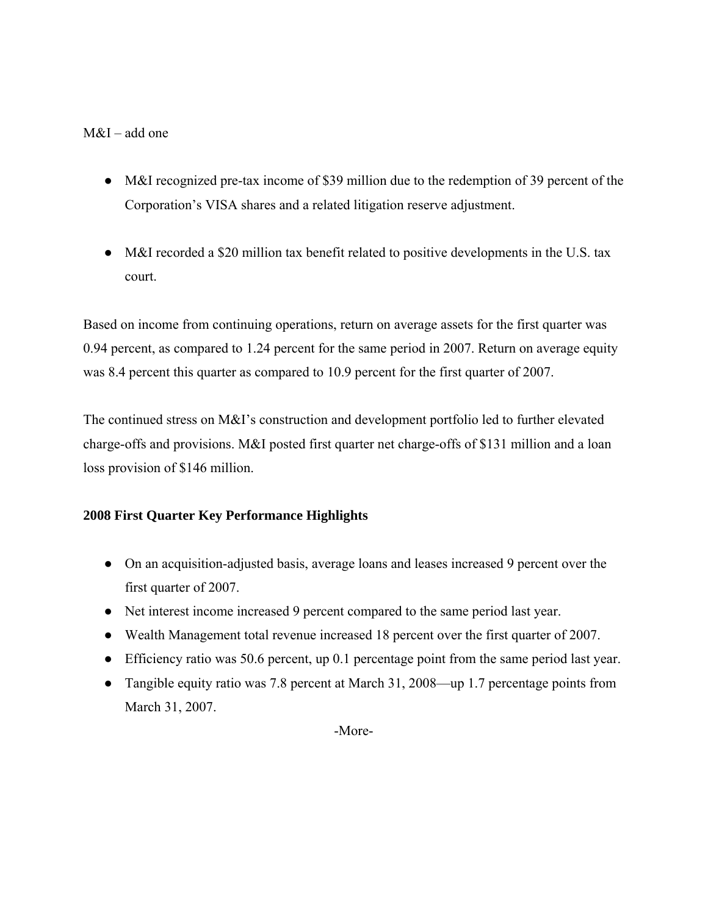M&I – add one

- M&I recognized pre-tax income of $39 million due to the redemption of 39 percent of the Corporation's VISA shares and a related litigation reserve adjustment.

- M&I recorded a $20 million tax benefit related to positive developments in the U.S. tax court.

Based on income from continuing operations, return on average assets for the first quarter was 0.94 percent, as compared to 1.24 percent for the same period in 2007. Return on average equity was 8.4 percent this quarter as compared to 10.9 percent for the first quarter of 2007.

The continued stress on M&I's construction and development portfolio led to further elevated charge-offs and provisions. M&I posted first quarter net charge-offs of $131 million and a loan loss provision of $146 million.

**2008 First Quarter Key Performance Highlights**

- On an acquisition-adjusted basis, average loans and leases increased 9 percent over the first quarter of 2007.
- Net interest income increased 9 percent compared to the same period last year.
- Wealth Management total revenue increased 18 percent over the first quarter of 2007.
- Efficiency ratio was 50.6 percent, up 0.1 percentage point from the same period last year.
- Tangible equity ratio was 7.8 percent at March 31, 2008—up 1.7 percentage points from March 31, 2007.

-More-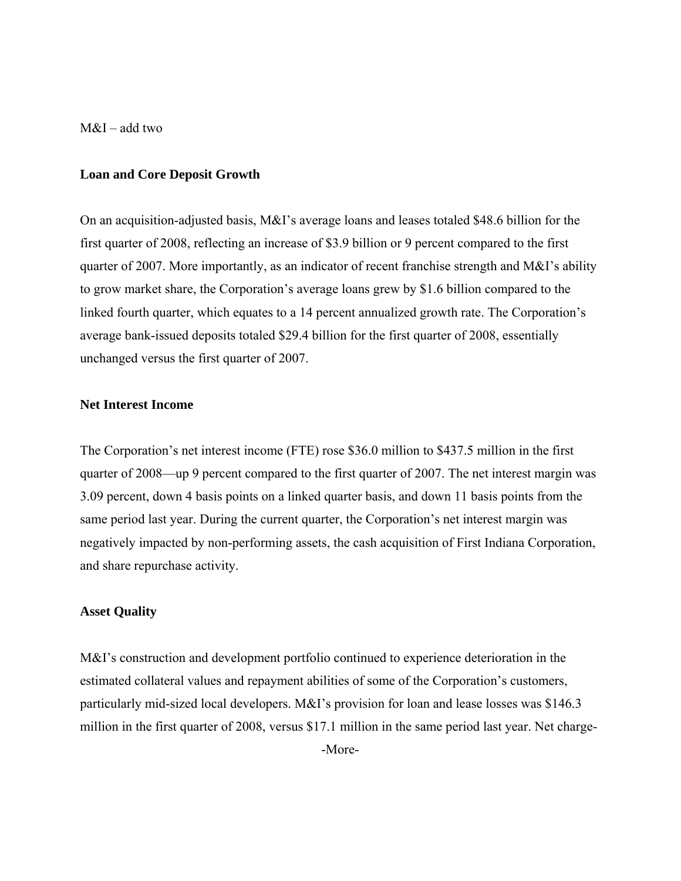M&I – add two

### Loan and Core Deposit Growth

On an acquisition-adjusted basis, M&I's average loans and leases totaled $48.6 billion for the first quarter of 2008, reflecting an increase of $3.9 billion or 9 percent compared to the first quarter of 2007. More importantly, as an indicator of recent franchise strength and M&I's ability to grow market share, the Corporation's average loans grew by $1.6 billion compared to the linked fourth quarter, which equates to a 14 percent annualized growth rate. The Corporation's average bank-issued deposits totaled $29.4 billion for the first quarter of 2008, essentially unchanged versus the first quarter of 2007.

### Net Interest Income

The Corporation's net interest income (FTE) rose $36.0 million to $437.5 million in the first quarter of 2008—up 9 percent compared to the first quarter of 2007. The net interest margin was 3.09 percent, down 4 basis points on a linked quarter basis, and down 11 basis points from the same period last year. During the current quarter, the Corporation's net interest margin was negatively impacted by non-performing assets, the cash acquisition of First Indiana Corporation, and share repurchase activity.

### Asset Quality

M&I's construction and development portfolio continued to experience deterioration in the estimated collateral values and repayment abilities of some of the Corporation's customers, particularly mid-sized local developers. M&I's provision for loan and lease losses was $146.3 million in the first quarter of 2008, versus $17.1 million in the same period last year. Net charge-

-More-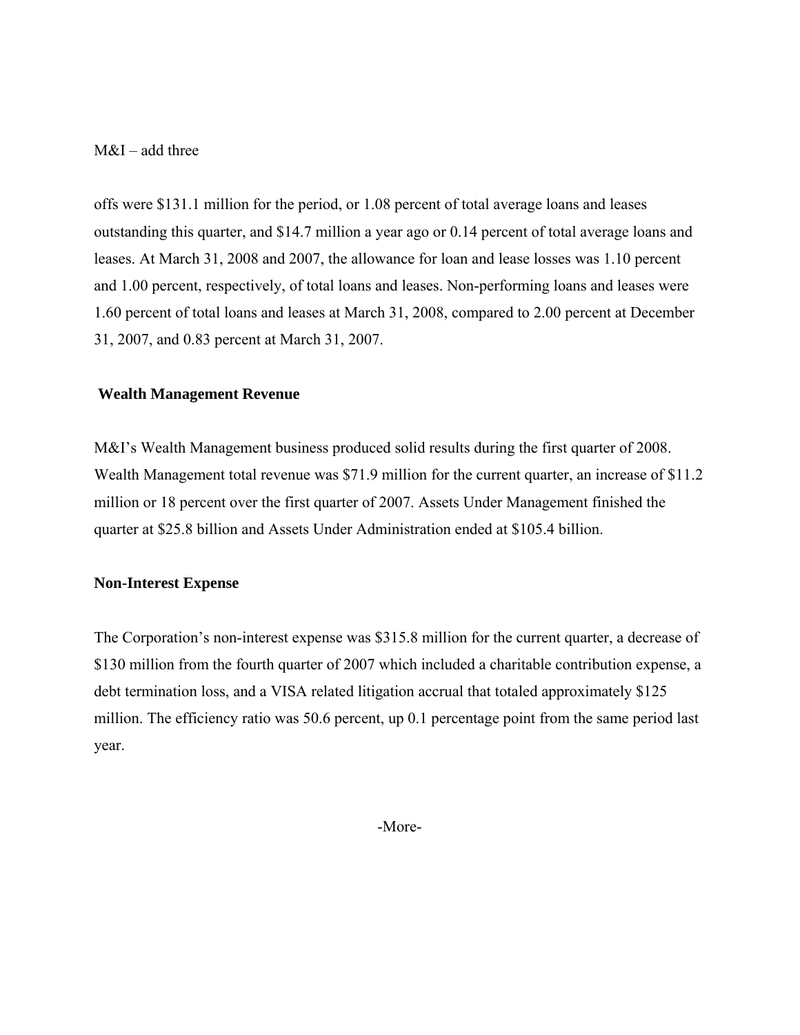offs were $131.1 million for the period, or 1.08 percent of total average loans and leases outstanding this quarter, and $14.7 million a year ago or 0.14 percent of total average loans and leases. At March 31, 2008 and 2007, the allowance for loan and lease losses was 1.10 percent and 1.00 percent, respectively, of total loans and leases. Non-performing loans and leases were 1.60 percent of total loans and leases at March 31, 2008, compared to 2.00 percent at December 31, 2007, and 0.83 percent at March 31, 2007.

**Wealth Management Revenue**

M&I's Wealth Management business produced solid results during the first quarter of 2008. Wealth Management total revenue was $71.9 million for the current quarter, an increase of $11.2 million or 18 percent over the first quarter of 2007. Assets Under Management finished the quarter at $25.8 billion and Assets Under Administration ended at $105.4 billion.

**Non-Interest Expense**

The Corporation's non-interest expense was $315.8 million for the current quarter, a decrease of $130 million from the fourth quarter of 2007 which included a charitable contribution expense, a debt termination loss, and a VISA related litigation accrual that totaled approximately $125 million. The efficiency ratio was 50.6 percent, up 0.1 percentage point from the same period last year.

-More-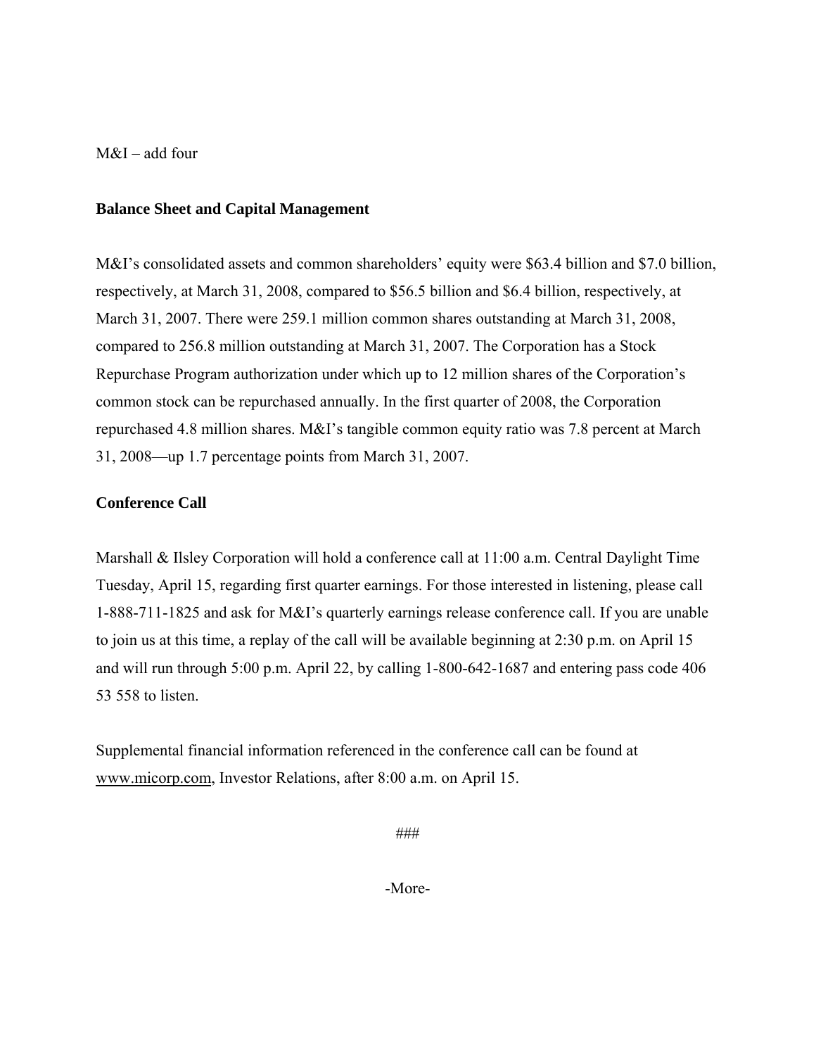M&I – add four

## Balance Sheet and Capital Management

M&I's consolidated assets and common shareholders' equity were $63.4 billion and $7.0 billion, respectively, at March 31, 2008, compared to $56.5 billion and $6.4 billion, respectively, at March 31, 2007. There were 259.1 million common shares outstanding at March 31, 2008, compared to 256.8 million outstanding at March 31, 2007. The Corporation has a Stock Repurchase Program authorization under which up to 12 million shares of the Corporation's common stock can be repurchased annually. In the first quarter of 2008, the Corporation repurchased 4.8 million shares. M&I's tangible common equity ratio was 7.8 percent at March 31, 2008—up 1.7 percentage points from March 31, 2007.

## Conference Call

Marshall & Ilsley Corporation will hold a conference call at 11:00 a.m. Central Daylight Time Tuesday, April 15, regarding first quarter earnings. For those interested in listening, please call 1-888-711-1825 and ask for M&I's quarterly earnings release conference call. If you are unable to join us at this time, a replay of the call will be available beginning at 2:30 p.m. on April 15 and will run through 5:00 p.m. April 22, by calling 1-800-642-1687 and entering pass code 406 53 558 to listen.

Supplemental financial information referenced in the conference call can be found at www.micorp.com, Investor Relations, after 8:00 a.m. on April 15.

###

-More-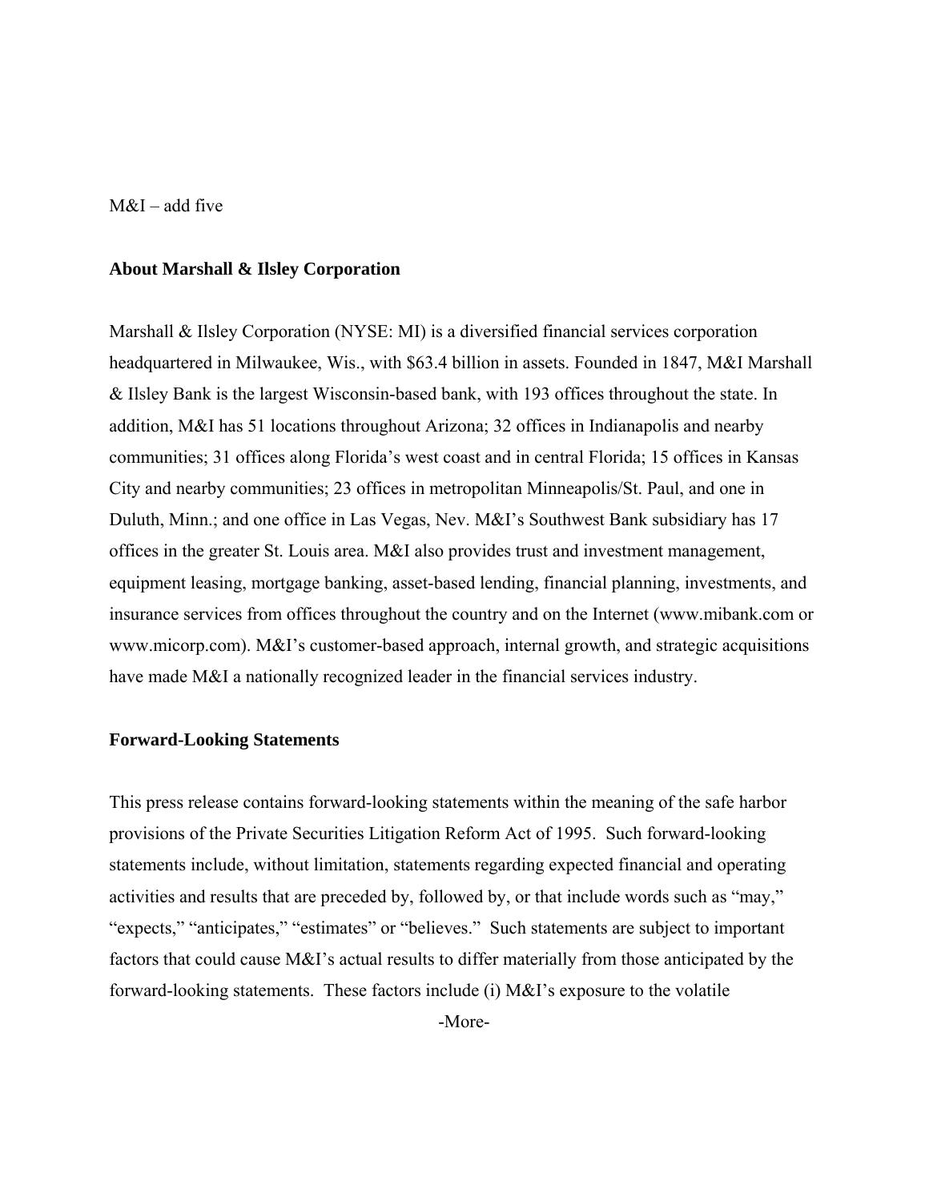M&I – add five

**About Marshall & Ilsley Corporation**

Marshall & Ilsley Corporation (NYSE: MI) is a diversified financial services corporation headquartered in Milwaukee, Wis., with $63.4 billion in assets. Founded in 1847, M&I Marshall & Ilsley Bank is the largest Wisconsin-based bank, with 193 offices throughout the state. In addition, M&I has 51 locations throughout Arizona; 32 offices in Indianapolis and nearby communities; 31 offices along Florida's west coast and in central Florida; 15 offices in Kansas City and nearby communities; 23 offices in metropolitan Minneapolis/St. Paul, and one in Duluth, Minn.; and one office in Las Vegas, Nev. M&I's Southwest Bank subsidiary has 17 offices in the greater St. Louis area. M&I also provides trust and investment management, equipment leasing, mortgage banking, asset-based lending, financial planning, investments, and insurance services from offices throughout the country and on the Internet (www.mibank.com or www.micorp.com). M&I's customer-based approach, internal growth, and strategic acquisitions have made M&I a nationally recognized leader in the financial services industry.

**Forward-Looking Statements**

This press release contains forward-looking statements within the meaning of the safe harbor provisions of the Private Securities Litigation Reform Act of 1995. Such forward-looking statements include, without limitation, statements regarding expected financial and operating activities and results that are preceded by, followed by, or that include words such as "may," "expects," "anticipates," "estimates" or "believes." Such statements are subject to important factors that could cause M&I's actual results to differ materially from those anticipated by the forward-looking statements. These factors include (i) M&I's exposure to the volatile

-More-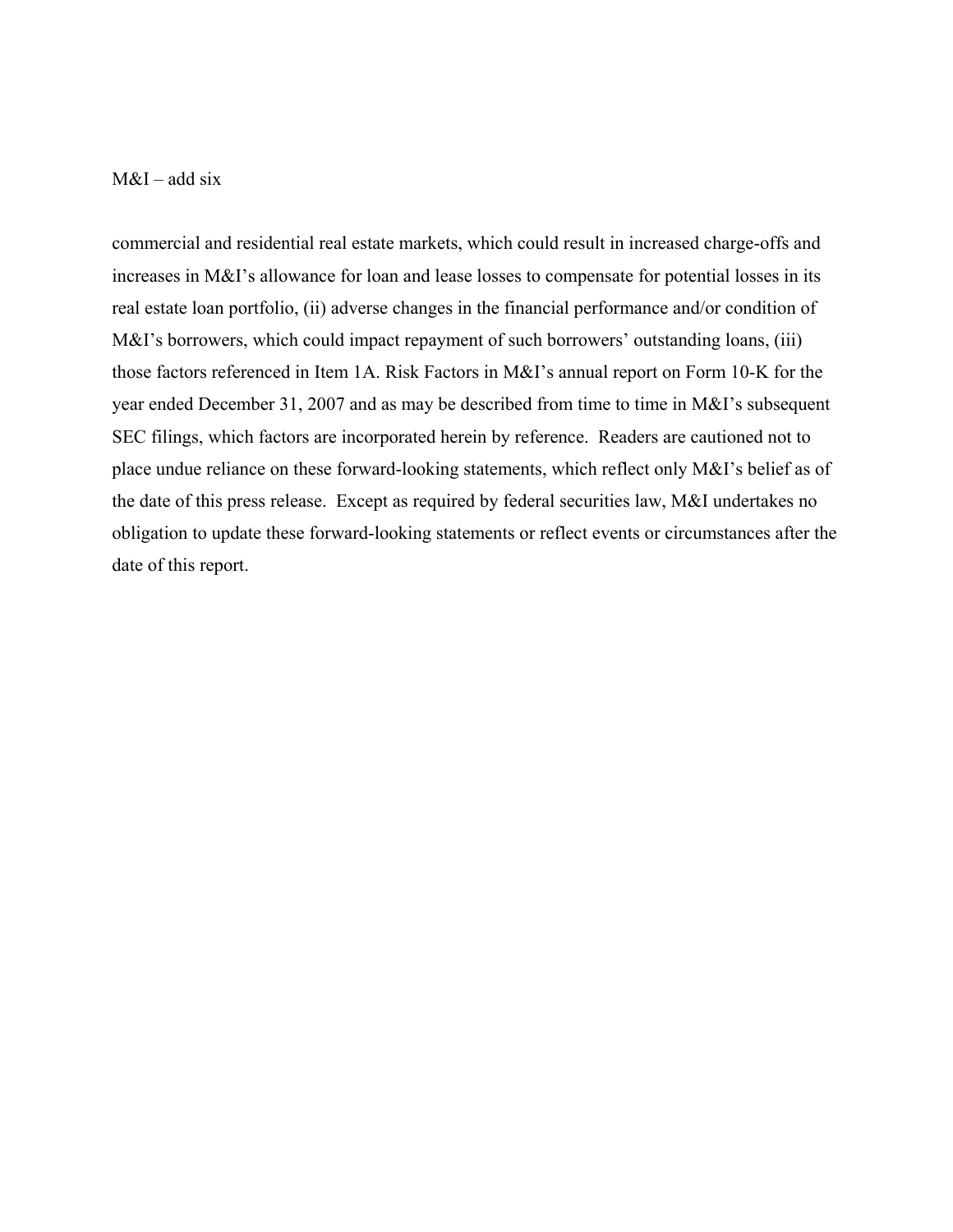M&I – add six

commercial and residential real estate markets, which could result in increased charge-offs and increases in M&I's allowance for loan and lease losses to compensate for potential losses in its real estate loan portfolio, (ii) adverse changes in the financial performance and/or condition of M&I's borrowers, which could impact repayment of such borrowers' outstanding loans, (iii) those factors referenced in Item 1A. Risk Factors in M&I's annual report on Form 10-K for the year ended December 31, 2007 and as may be described from time to time in M&I's subsequent SEC filings, which factors are incorporated herein by reference. Readers are cautioned not to place undue reliance on these forward-looking statements, which reflect only M&I's belief as of the date of this press release. Except as required by federal securities law, M&I undertakes no obligation to update these forward-looking statements or reflect events or circumstances after the date of this report.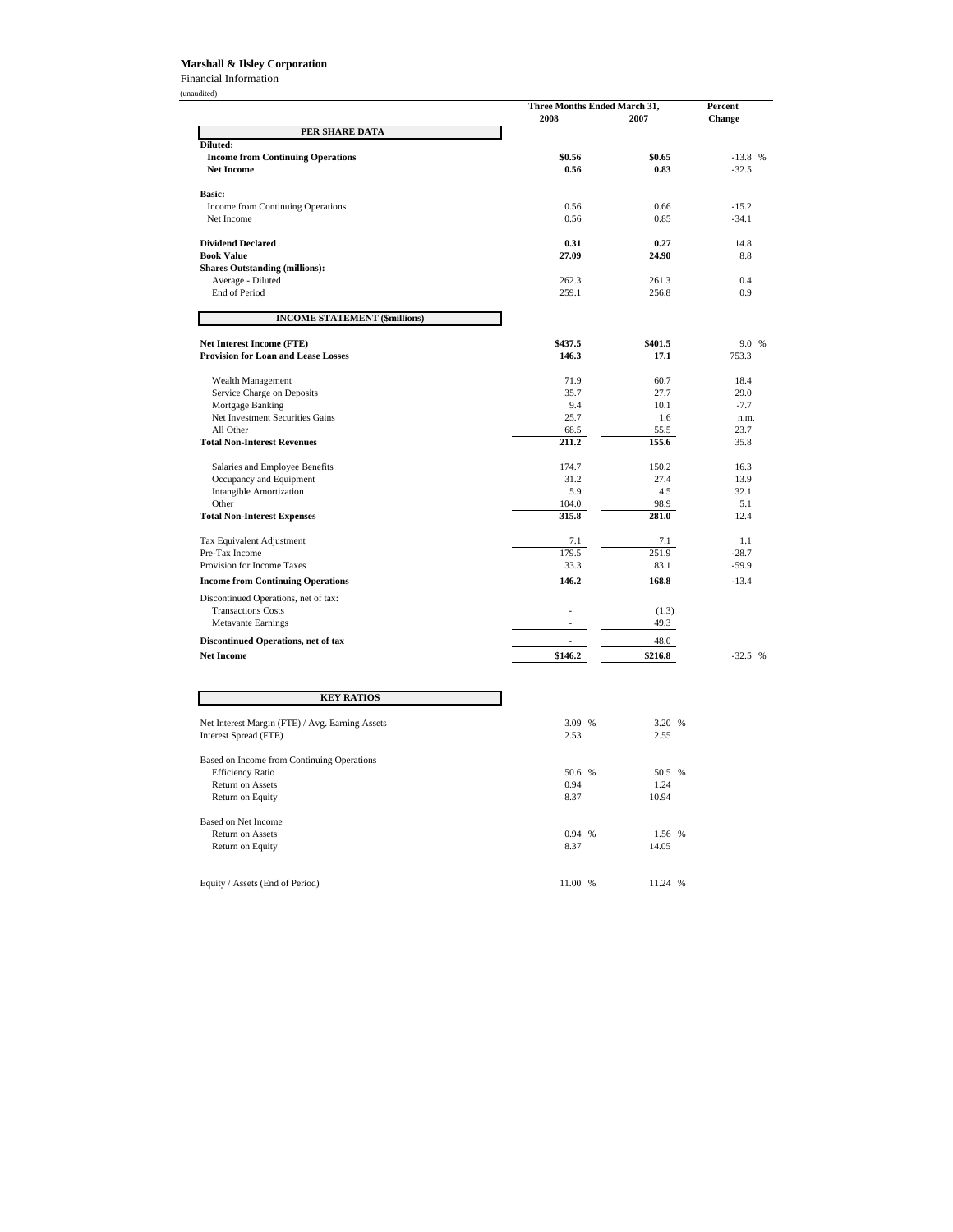**Marshall & Ilsley Corporation**

Financial Information

(unaudited)

| | Three Months Ended March 31, | | Percent |
|---|---|---|---|
| | 2008 | 2007 | Change |
| **PER SHARE DATA** | | | |
| **Diluted:** | | | |
| **Income from Continuing Operations** | **$0.56** | **$0.65** | -13.8 % |
| **Net Income** | **0.56** | **0.83** | -32.5 |
| **Basic:** | | | |
| Income from Continuing Operations | 0.56 | 0.66 | -15.2 |
| Net Income | 0.56 | 0.85 | -34.1 |
| **Dividend Declared** | **0.31** | **0.27** | 14.8 |
| **Book Value** | **27.09** | **24.90** | 8.8 |
| **Shares Outstanding (millions):** | | | |
| Average - Diluted | 262.3 | 261.3 | 0.4 |
| End of Period | 259.1 | 256.8 | 0.9 |
| **INCOME STATEMENT ($millions)** | | | |
| **Net Interest Income (FTE)** | **$437.5** | **$401.5** | 9.0 % |
| **Provision for Loan and Lease Losses** | **146.3** | **17.1** | 753.3 |
| Wealth Management | 71.9 | 60.7 | 18.4 |
| Service Charge on Deposits | 35.7 | 27.7 | 29.0 |
| Mortgage Banking | 9.4 | 10.1 | -7.7 |
| Net Investment Securities Gains | 25.7 | 1.6 | n.m. |
| All Other | 68.5 | 55.5 | 23.7 |
| **Total Non-Interest Revenues** | **211.2** | **155.6** | 35.8 |
| Salaries and Employee Benefits | 174.7 | 150.2 | 16.3 |
| Occupancy and Equipment | 31.2 | 27.4 | 13.9 |
| Intangible Amortization | 5.9 | 4.5 | 32.1 |
| Other | 104.0 | 98.9 | 5.1 |
| **Total Non-Interest Expenses** | **315.8** | **281.0** | 12.4 |
| Tax Equivalent Adjustment | 7.1 | 7.1 | 1.1 |
| Pre-Tax Income | 179.5 | 251.9 | -28.7 |
| Provision for Income Taxes | 33.3 | 83.1 | -59.9 |
| **Income from Continuing Operations** | **146.2** | **168.8** | -13.4 |
| Discontinued Operations, net of tax: | | | |
| Transactions Costs | - | (1.3) | |
| Metavante Earnings | - | 49.3 | |
| **Discontinued Operations, net of tax** | - | 48.0 | |
| **Net Income** | **$146.2** | **$216.8** | -32.5 % |

| **KEY RATIOS** | 2008 | 2007 |
|---|---|---|
| Net Interest Margin (FTE) / Avg. Earning Assets | 3.09 % | 3.20 % |
| Interest Spread (FTE) | 2.53 | 2.55 |
| Based on Income from Continuing Operations | | |
| Efficiency Ratio | 50.6 % | 50.5 % |
| Return on Assets | 0.94 | 1.24 |
| Return on Equity | 8.37 | 10.94 |
| Based on Net Income | | |
| Return on Assets | 0.94 % | 1.56 % |
| Return on Equity | 8.37 | 14.05 |
| Equity / Assets (End of Period) | 11.00 % | 11.24 % |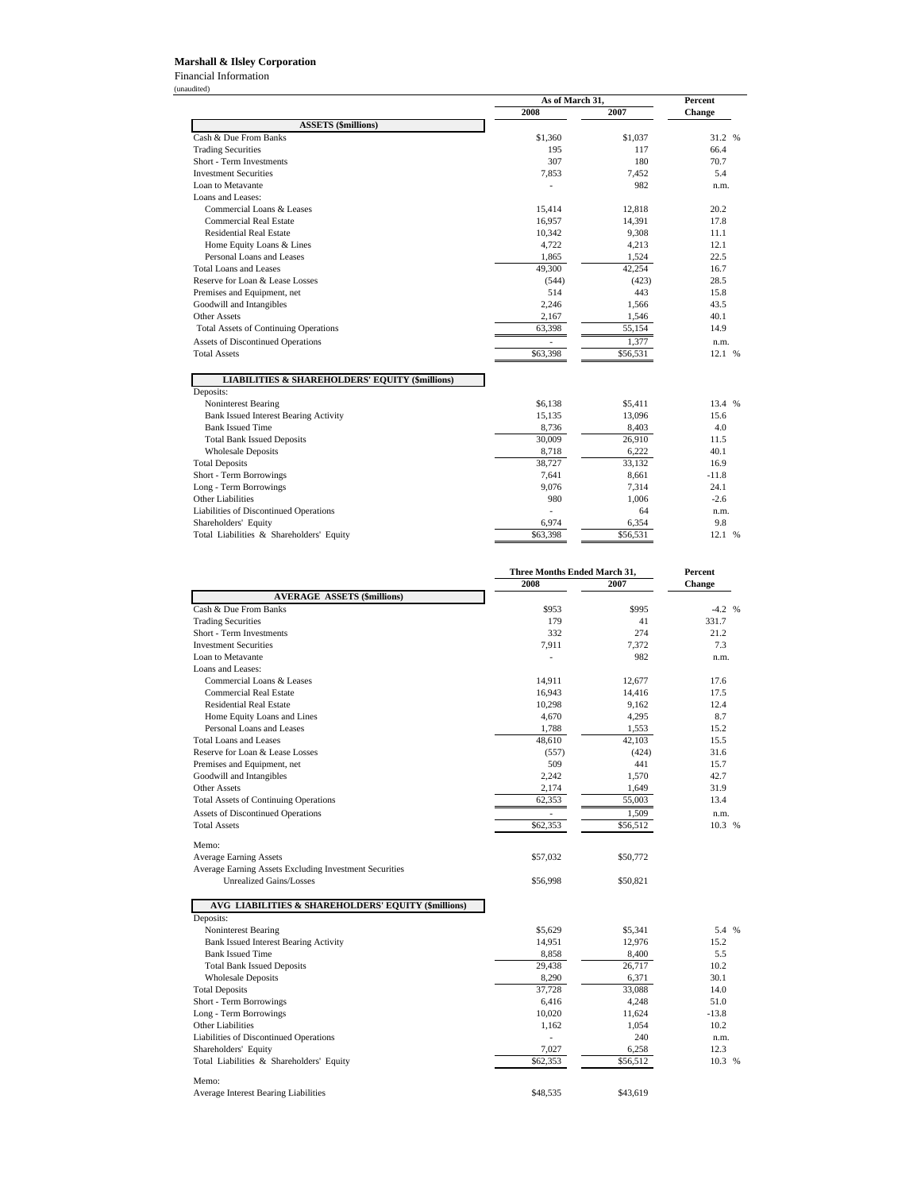**Marshall & Ilsley Corporation**

Financial Information

(unaudited)

| | As of March 31, | | Percent |
|---|---|---|---|
| | 2008 | 2007 | Change |
| **ASSETS ($millions)** | | | |
| Cash & Due From Banks | $1,360 | $1,037 | 31.2 % |
| Trading Securities | 195 | 117 | 66.4 |
| Short - Term Investments | 307 | 180 | 70.7 |
| Investment Securities | 7,853 | 7,452 | 5.4 |
| Loan to Metavante | - | 982 | n.m. |
| Loans and Leases: | | | |
| Commercial Loans & Leases | 15,414 | 12,818 | 20.2 |
| Commercial Real Estate | 16,957 | 14,391 | 17.8 |
| Residential Real Estate | 10,342 | 9,308 | 11.1 |
| Home Equity Loans & Lines | 4,722 | 4,213 | 12.1 |
| Personal Loans and Leases | 1,865 | 1,524 | 22.5 |
| Total Loans and Leases | 49,300 | 42,254 | 16.7 |
| Reserve for Loan & Lease Losses | (544) | (423) | 28.5 |
| Premises and Equipment, net | 514 | 443 | 15.8 |
| Goodwill and Intangibles | 2,246 | 1,566 | 43.5 |
| Other Assets | 2,167 | 1,546 | 40.1 |
| Total Assets of Continuing Operations | 63,398 | 55,154 | 14.9 |
| Assets of Discontinued Operations | - | 1,377 | n.m. |
| Total Assets | $63,398 | $56,531 | 12.1 % |
| **LIABILITIES & SHAREHOLDERS' EQUITY ($millions)** | | | |
| Deposits: | | | |
| Noninterest Bearing | $6,138 | $5,411 | 13.4 % |
| Bank Issued Interest Bearing Activity | 15,135 | 13,096 | 15.6 |
| Bank Issued Time | 8,736 | 8,403 | 4.0 |
| Total Bank Issued Deposits | 30,009 | 26,910 | 11.5 |
| Wholesale Deposits | 8,718 | 6,222 | 40.1 |
| Total Deposits | 38,727 | 33,132 | 16.9 |
| Short - Term Borrowings | 7,641 | 8,661 | -11.8 |
| Long - Term Borrowings | 9,076 | 7,314 | 24.1 |
| Other Liabilities | 980 | 1,006 | -2.6 |
| Liabilities of Discontinued Operations | - | 64 | n.m. |
| Shareholders' Equity | 6,974 | 6,354 | 9.8 |
| Total Liabilities & Shareholders' Equity | $63,398 | $56,531 | 12.1 % |

| | Three Months Ended March 31, | | Percent |
|---|---|---|---|
| | 2008 | 2007 | Change |
| **AVERAGE ASSETS ($millions)** | | | |
| Cash & Due From Banks | $953 | $995 | -4.2 % |
| Trading Securities | 179 | 41 | 331.7 |
| Short - Term Investments | 332 | 274 | 21.2 |
| Investment Securities | 7,911 | 7,372 | 7.3 |
| Loan to Metavante | - | 982 | n.m. |
| Loans and Leases: | | | |
| Commercial Loans & Leases | 14,911 | 12,677 | 17.6 |
| Commercial Real Estate | 16,943 | 14,416 | 17.5 |
| Residential Real Estate | 10,298 | 9,162 | 12.4 |
| Home Equity Loans and Lines | 4,670 | 4,295 | 8.7 |
| Personal Loans and Leases | 1,788 | 1,553 | 15.2 |
| Total Loans and Leases | 48,610 | 42,103 | 15.5 |
| Reserve for Loan & Lease Losses | (557) | (424) | 31.6 |
| Premises and Equipment, net | 509 | 441 | 15.7 |
| Goodwill and Intangibles | 2,242 | 1,570 | 42.7 |
| Other Assets | 2,174 | 1,649 | 31.9 |
| Total Assets of Continuing Operations | 62,353 | 55,003 | 13.4 |
| Assets of Discontinued Operations | - | 1,509 | n.m. |
| Total Assets | $62,353 | $56,512 | 10.3 % |
| Memo: | | | |
| Average Earning Assets | $57,032 | $50,772 | |
| Average Earning Assets Excluding Investment Securities Unrealized Gains/Losses | $56,998 | $50,821 | |
| **AVG LIABILITIES & SHAREHOLDERS' EQUITY ($millions)** | | | |
| Deposits: | | | |
| Noninterest Bearing | $5,629 | $5,341 | 5.4 % |
| Bank Issued Interest Bearing Activity | 14,951 | 12,976 | 15.2 |
| Bank Issued Time | 8,858 | 8,400 | 5.5 |
| Total Bank Issued Deposits | 29,438 | 26,717 | 10.2 |
| Wholesale Deposits | 8,290 | 6,371 | 30.1 |
| Total Deposits | 37,728 | 33,088 | 14.0 |
| Short - Term Borrowings | 6,416 | 4,248 | 51.0 |
| Long - Term Borrowings | 10,020 | 11,624 | -13.8 |
| Other Liabilities | 1,162 | 1,054 | 10.2 |
| Liabilities of Discontinued Operations | - | 240 | n.m. |
| Shareholders' Equity | 7,027 | 6,258 | 12.3 |
| Total Liabilities & Shareholders' Equity | $62,353 | $56,512 | 10.3 % |
| Memo: | | | |
| Average Interest Bearing Liabilities | $48,535 | $43,619 | |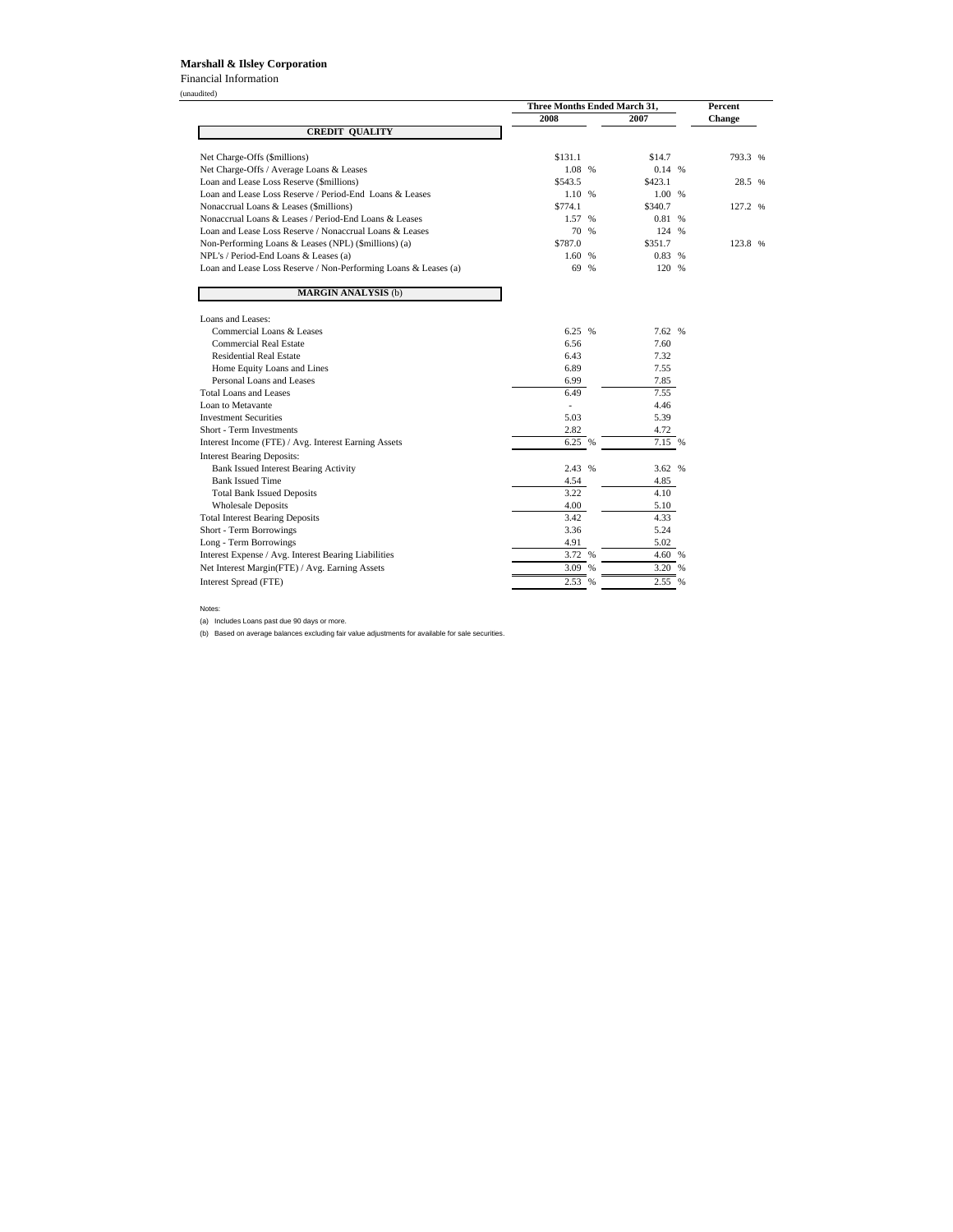**Marshall & Ilsley Corporation**

Financial Information

(unaudited)

| | Three Months Ended March 31, | | Percent |
|---|---|---|---|
| | 2008 | 2007 | Change |
| **CREDIT QUALITY** | | | |
| Net Charge-Offs ($millions) | $131.1 | $14.7 | 793.3 % |
| Net Charge-Offs / Average Loans & Leases | 1.08 % | 0.14 % | |
| Loan and Lease Loss Reserve ($millions) | $543.5 | $423.1 | 28.5 % |
| Loan and Lease Loss Reserve / Period-End Loans & Leases | 1.10 % | 1.00 % | |
| Nonaccrual Loans & Leases ($millions) | $774.1 | $340.7 | 127.2 % |
| Nonaccrual Loans & Leases / Period-End Loans & Leases | 1.57 % | 0.81 % | |
| Loan and Lease Loss Reserve / Nonaccrual Loans & Leases | 70 % | 124 % | |
| Non-Performing Loans & Leases (NPL) ($millions) (a) | $787.0 | $351.7 | 123.8 % |
| NPL's / Period-End Loans & Leases (a) | 1.60 % | 0.83 % | |
| Loan and Lease Loss Reserve / Non-Performing Loans & Leases (a) | 69 % | 120 % | |
| **MARGIN ANALYSIS** (b) | | | |
| Loans and Leases: | | | |
| Commercial Loans & Leases | 6.25 % | 7.62 % | |
| Commercial Real Estate | 6.56 | 7.60 | |
| Residential Real Estate | 6.43 | 7.32 | |
| Home Equity Loans and Lines | 6.89 | 7.55 | |
| Personal Loans and Leases | 6.99 | 7.85 | |
| Total Loans and Leases | 6.49 | 7.55 | |
| Loan to Metavante | - | 4.46 | |
| Investment Securities | 5.03 | 5.39 | |
| Short - Term Investments | 2.82 | 4.72 | |
| Interest Income (FTE) / Avg. Interest Earning Assets | 6.25 % | 7.15 % | |
| Interest Bearing Deposits: | | | |
| Bank Issued Interest Bearing Activity | 2.43 % | 3.62 % | |
| Bank Issued Time | 4.54 | 4.85 | |
| Total Bank Issued Deposits | 3.22 | 4.10 | |
| Wholesale Deposits | 4.00 | 5.10 | |
| Total Interest Bearing Deposits | 3.42 | 4.33 | |
| Short - Term Borrowings | 3.36 | 5.24 | |
| Long - Term Borrowings | 4.91 | 5.02 | |
| Interest Expense / Avg. Interest Bearing Liabilities | 3.72 % | 4.60 % | |
| Net Interest Margin(FTE) / Avg. Earning Assets | 3.09 % | 3.20 % | |
| Interest Spread (FTE) | 2.53 % | 2.55 % | |

Notes:

(a) Includes Loans past due 90 days or more.

(b) Based on average balances excluding fair value adjustments for available for sale securities.